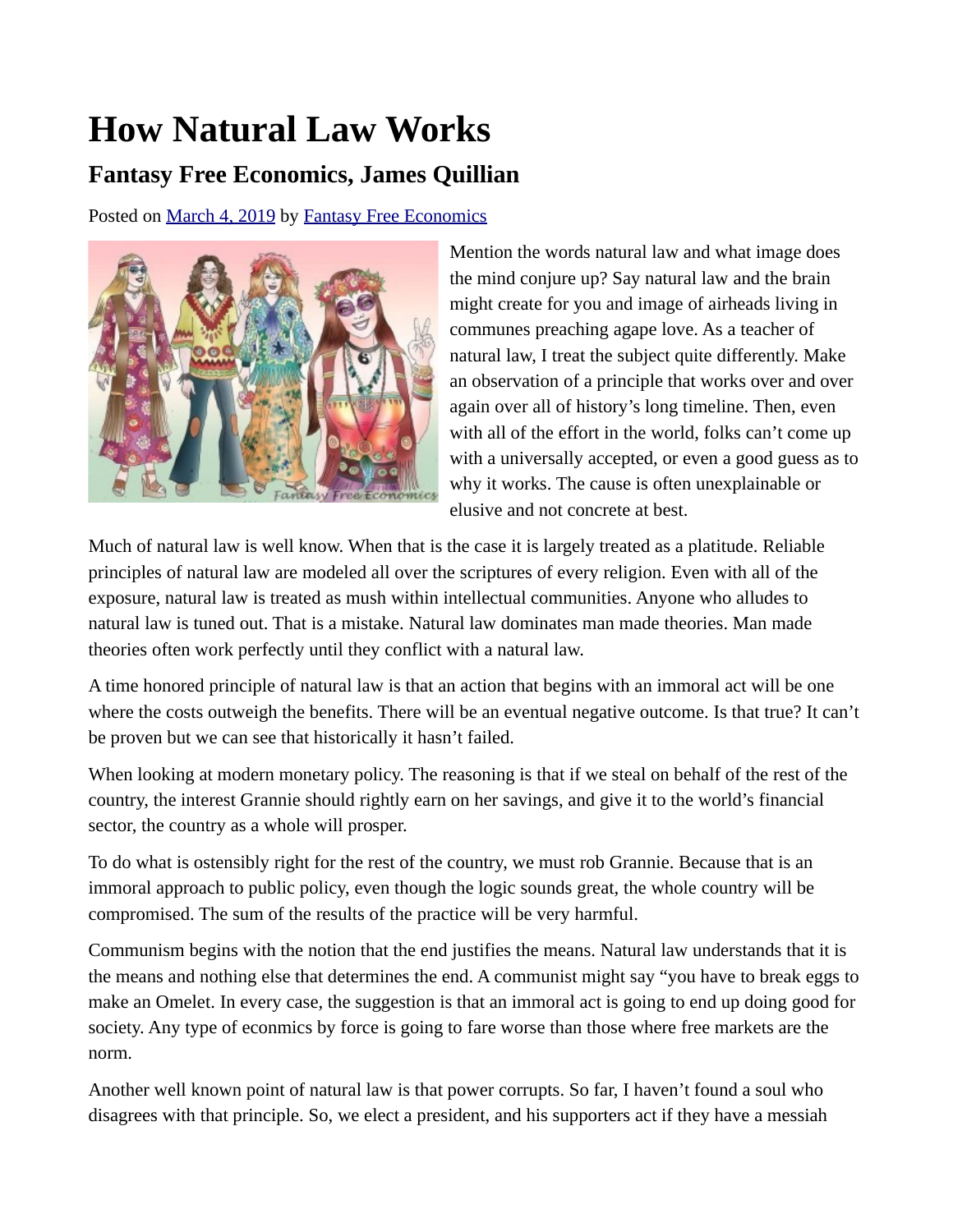# How Natural Law Works

## Fantasy Free Economics, James Quillian

Posted on March 4, 2019 by Fantasy Free Economics

Mention the words natural law and what image does the mind conjure up? Say natural law and the brain might create for you and image of airheads living in communes preaching agape love. As a teacher of natural law, I treat the subject quite differently. Make an observation of a principle that works over and over again over all of history's long timeline. Then, even with all of the effort in the world, folks can't come up with a universally accepted, or even a good guess as to why it works. The cause is often unexplainable or elusive and not concrete at best.

Much of natural law is well know. When that is the case it is largely treated as a platitude. Reliable principles of natural law are modeled all over the scriptures of every religion. Even with all of the exposure, natural law is treated as mush within intellectual communities. Anyone who alludes to natural law is tuned out. That is a mistake. Natural law dominates man made theories. Man made theories often work perfectly until they conflict with a natural law.

A time honored principle of natural law is that an action that begins with an immoral act will be one where the costs outweigh the benefits. There will be an eventual negative outcome. Is that true? It can't be proven but we can see that historically it hasn't failed.

When looking at modern monetary policy. The reasoning is that if we steal on behalf of the rest of the country, the interest Grannie should rightly earn on her savings, and give it to the world's financial sector, the country as a whole will prosper.

To do what is ostensibly right for the rest of the country, we must rob Grannie. Because that is an immoral approach to public policy, even though the logic sounds great, the whole country will be compromised. The sum of the results of the practice will be very harmful.

Communism begins with the notion that the end justifies the means. Natural law understands that it is the means and nothing else that determines the end. A communist might say "you have to break eggs to make an Omelet. In every case, the suggestion is that an immoral act is going to end up doing good for society. Any type of econmics by force is going to fare worse than those where free markets are the norm.

Another well known point of natural law is that power corrupts. So far, I haven't found a soul who disagrees with that principle. So, we elect a president, and his supporters act if they have a messiah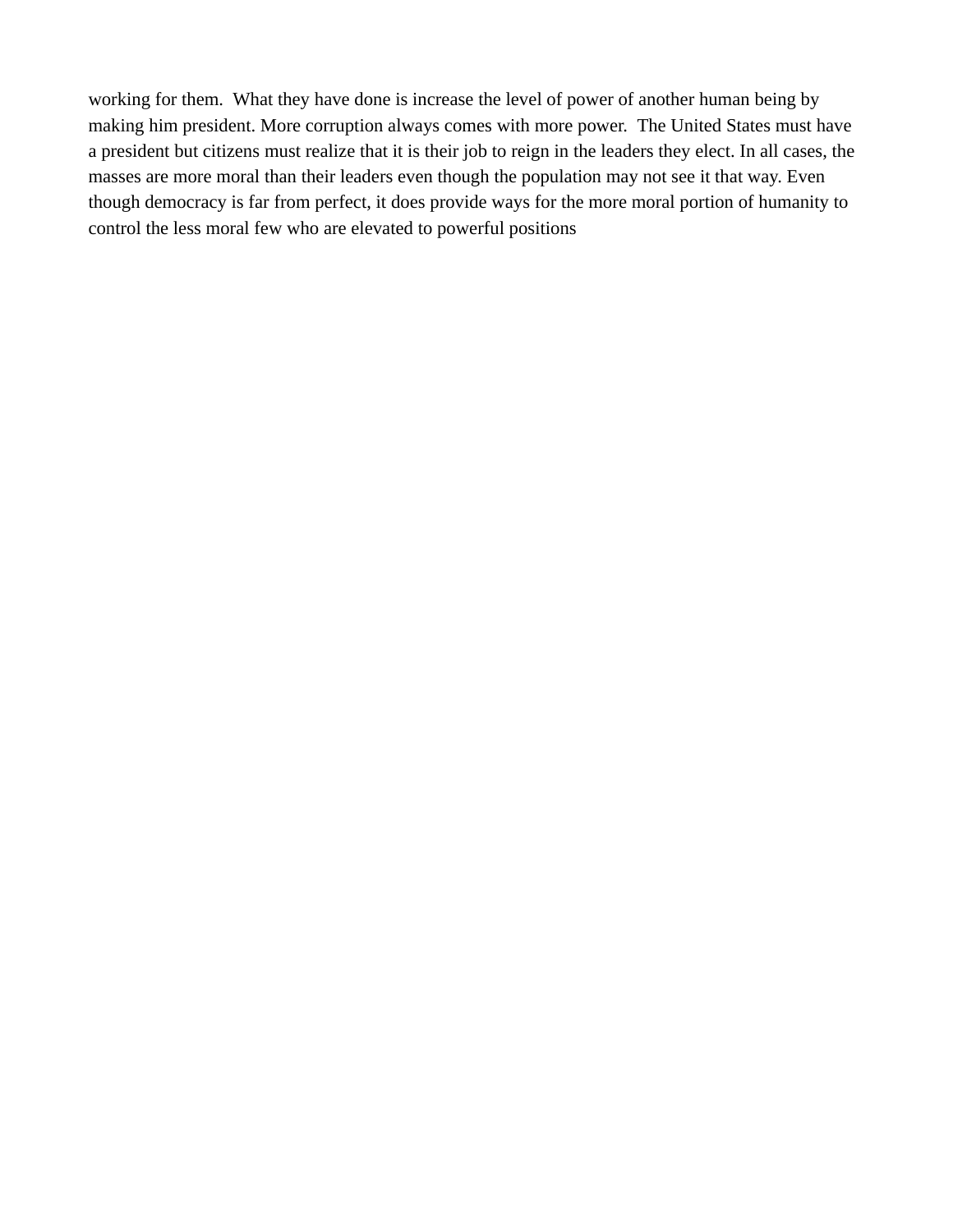working for them. What they have done is increase the level of power of another human being by making him president. More corruption always comes with more power. The United States must have a president but citizens must realize that it is their job to reign in the leaders they elect. In all cases, the masses are more moral than their leaders even though the population may not see it that way. Even though democracy is far from perfect, it does provide ways for the more moral portion of humanity to control the less moral few who are elevated to powerful positions